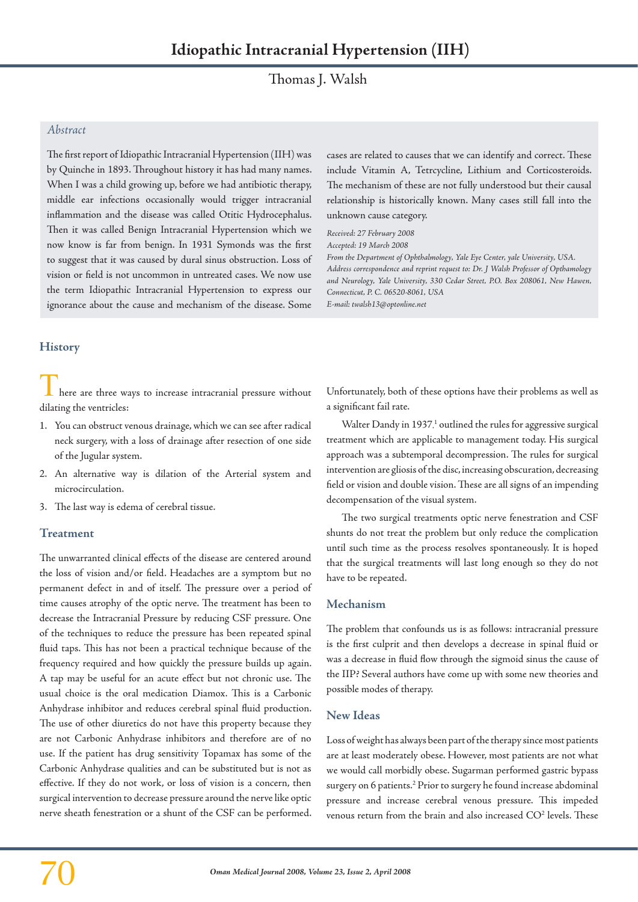# Idiopathic Intracranial Hypertension (IIH)

Thomas J. Walsh

## Abstract

The first report of Idiopathic Intracranial Hypertension (IIH) was by Quinche in 1893. Throughout history it has had many names. When I was a child growing up, before we had antibiotic therapy, middle ear infections occasionally would trigger intracranial inflammation and the disease was called Otitic Hydrocephalus. Then it was called Benign Intracranial Hypertension which we now know is far from benign. In 1931 Symonds was the first to suggest that it was caused by dural sinus obstruction. Loss of vision or field is not uncommon in untreated cases. We now use the term Idiopathic Intracranial Hypertension to express our ignorance about the cause and mechanism of the disease. Some cases are related to causes that we can identify and correct. These include Vitamin A, Tetrcycline, Lithium and Corticosteroids. The mechanism of these are not fully understood but their causal relationship is historically known. Many cases still fall into the unknown cause category.

*Received: 27 February 2008*
*Accepted: 19 March 2008*
*From the Department of Ophthalmology, Yale Eye Center, yale University, USA.*
*Address correspondence and reprint request to: Dr. J Walsh Professor of Opthamology and Neurology, Yale University, 330 Cedar Street, P.O. Box 208061, New Hawen, Connecticut, P. C. 06520-8061, USA*
*E-mail: twalsh13@optonline.net*

## History

There are three ways to increase intracranial pressure without dilating the ventricles:

1. You can obstruct venous drainage, which we can see after radical neck surgery, with a loss of drainage after resection of one side of the Jugular system.
2. An alternative way is dilation of the Arterial system and microcirculation.
3. The last way is edema of cerebral tissue.

## Treatment

The unwarranted clinical effects of the disease are centered around the loss of vision and/or field. Headaches are a symptom but no permanent defect in and of itself. The pressure over a period of time causes atrophy of the optic nerve. The treatment has been to decrease the Intracranial Pressure by reducing CSF pressure. One of the techniques to reduce the pressure has been repeated spinal fluid taps. This has not been a practical technique because of the frequency required and how quickly the pressure builds up again. A tap may be useful for an acute effect but not chronic use. The usual choice is the oral medication Diamox. This is a Carbonic Anhydrase inhibitor and reduces cerebral spinal fluid production. The use of other diuretics do not have this property because they are not Carbonic Anhydrase inhibitors and therefore are of no use. If the patient has drug sensitivity Topamax has some of the Carbonic Anhydrase qualities and can be substituted but is not as effective. If they do not work, or loss of vision is a concern, then surgical intervention to decrease pressure around the nerve like optic nerve sheath fenestration or a shunt of the CSF can be performed. Unfortunately, both of these options have their problems as well as a significant fail rate.

Walter Dandy in 1937.[1] outlined the rules for aggressive surgical treatment which are applicable to management today. His surgical approach was a subtemporal decompression. The rules for surgical intervention are gliosis of the disc, increasing obscuration, decreasing field or vision and double vision. These are all signs of an impending decompensation of the visual system.

The two surgical treatments optic nerve fenestration and CSF shunts do not treat the problem but only reduce the complication until such time as the process resolves spontaneously. It is hoped that the surgical treatments will last long enough so they do not have to be repeated.

## Mechanism

The problem that confounds us is as follows: intracranial pressure is the first culprit and then develops a decrease in spinal fluid or was a decrease in fluid flow through the sigmoid sinus the cause of the IIP? Several authors have come up with some new theories and possible modes of therapy.

## New Ideas

Loss of weight has always been part of the therapy since most patients are at least moderately obese. However, most patients are not what we would call morbidly obese. Sugarman performed gastric bypass surgery on 6 patients.[2] Prior to surgery he found increase abdominal pressure and increase cerebral venous pressure. This impeded venous return from the brain and also increased $CO^2$ levels. These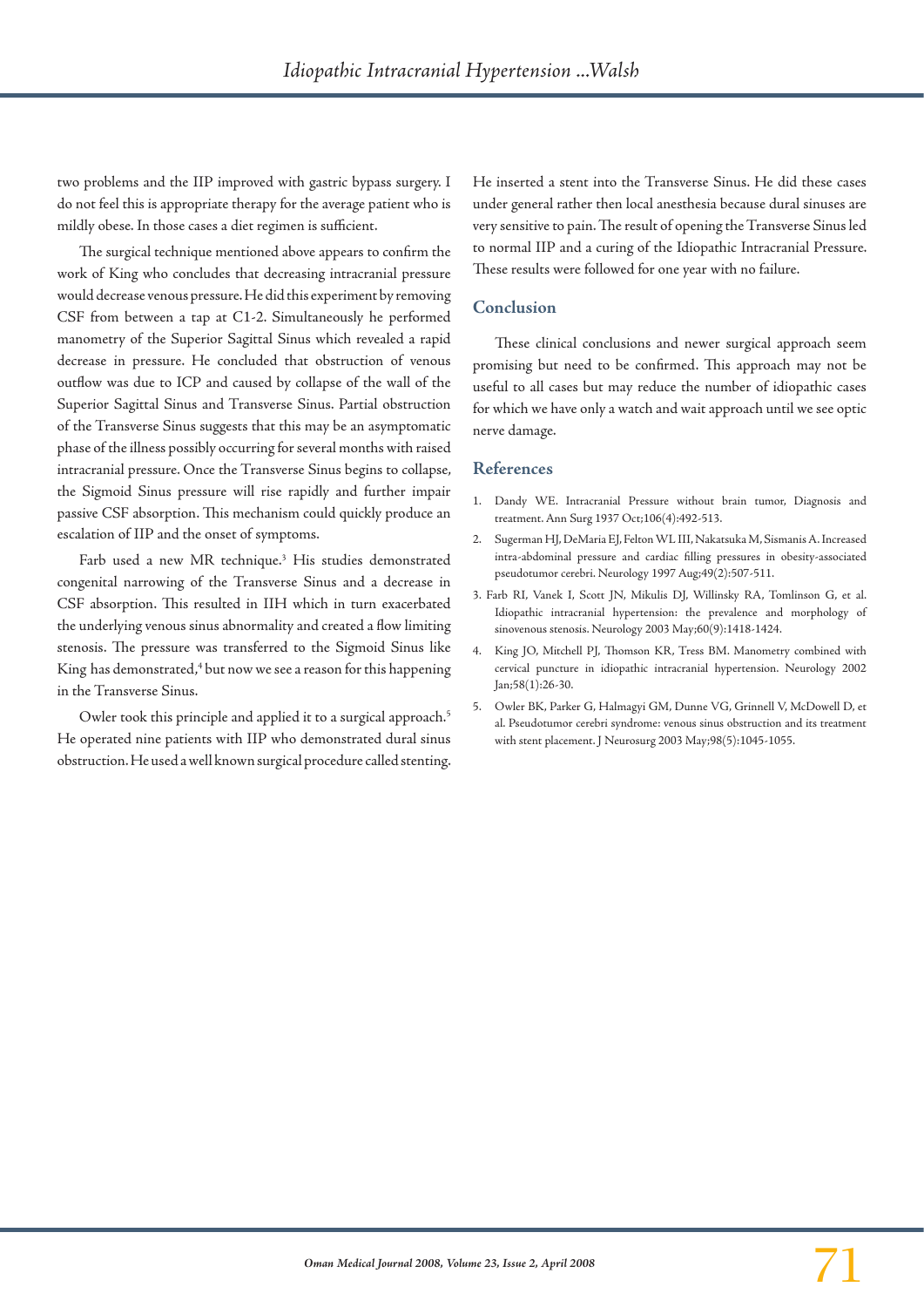two problems and the IIP improved with gastric bypass surgery. I do not feel this is appropriate therapy for the average patient who is mildly obese. In those cases a diet regimen is sufficient.

The surgical technique mentioned above appears to confirm the work of King who concludes that decreasing intracranial pressure would decrease venous pressure. He did this experiment by removing CSF from between a tap at C1-2. Simultaneously he performed manometry of the Superior Sagittal Sinus which revealed a rapid decrease in pressure. He concluded that obstruction of venous outflow was due to ICP and caused by collapse of the wall of the Superior Sagittal Sinus and Transverse Sinus. Partial obstruction of the Transverse Sinus suggests that this may be an asymptomatic phase of the illness possibly occurring for several months with raised intracranial pressure. Once the Transverse Sinus begins to collapse, the Sigmoid Sinus pressure will rise rapidly and further impair passive CSF absorption. This mechanism could quickly produce an escalation of IIP and the onset of symptoms.

Farb used a new MR technique.[3] His studies demonstrated congenital narrowing of the Transverse Sinus and a decrease in CSF absorption. This resulted in IIH which in turn exacerbated the underlying venous sinus abnormality and created a flow limiting stenosis. The pressure was transferred to the Sigmoid Sinus like King has demonstrated,[4] but now we see a reason for this happening in the Transverse Sinus.

Owler took this principle and applied it to a surgical approach.[5] He operated nine patients with IIP who demonstrated dural sinus obstruction. He used a well known surgical procedure called stenting. He inserted a stent into the Transverse Sinus. He did these cases under general rather then local anesthesia because dural sinuses are very sensitive to pain. The result of opening the Transverse Sinus led to normal IIP and a curing of the Idiopathic Intracranial Pressure. These results were followed for one year with no failure.

## Conclusion

These clinical conclusions and newer surgical approach seem promising but need to be confirmed. This approach may not be useful to all cases but may reduce the number of idiopathic cases for which we have only a watch and wait approach until we see optic nerve damage.

## References

1. Dandy WE. Intracranial Pressure without brain tumor, Diagnosis and treatment. Ann Surg 1937 Oct;106(4):492-513.
2. Sugerman HJ, DeMaria EJ, Felton WL III, Nakatsuka M, Sismanis A. Increased intra-abdominal pressure and cardiac filling pressures in obesity-associated pseudotumor cerebri. Neurology 1997 Aug;49(2):507-511.
3. Farb RI, Vanek I, Scott JN, Mikulis DJ, Willinsky RA, Tomlinson G, et al. Idiopathic intracranial hypertension: the prevalence and morphology of sinovenous stenosis. Neurology 2003 May;60(9):1418-1424.
4. King JO, Mitchell PJ, Thomson KR, Tress BM. Manometry combined with cervical puncture in idiopathic intracranial hypertension. Neurology 2002 Jan;58(1):26-30.
5. Owler BK, Parker G, Halmagyi GM, Dunne VG, Grinnell V, McDowell D, et al. Pseudotumor cerebri syndrome: venous sinus obstruction and its treatment with stent placement. J Neurosurg 2003 May;98(5):1045-1055.